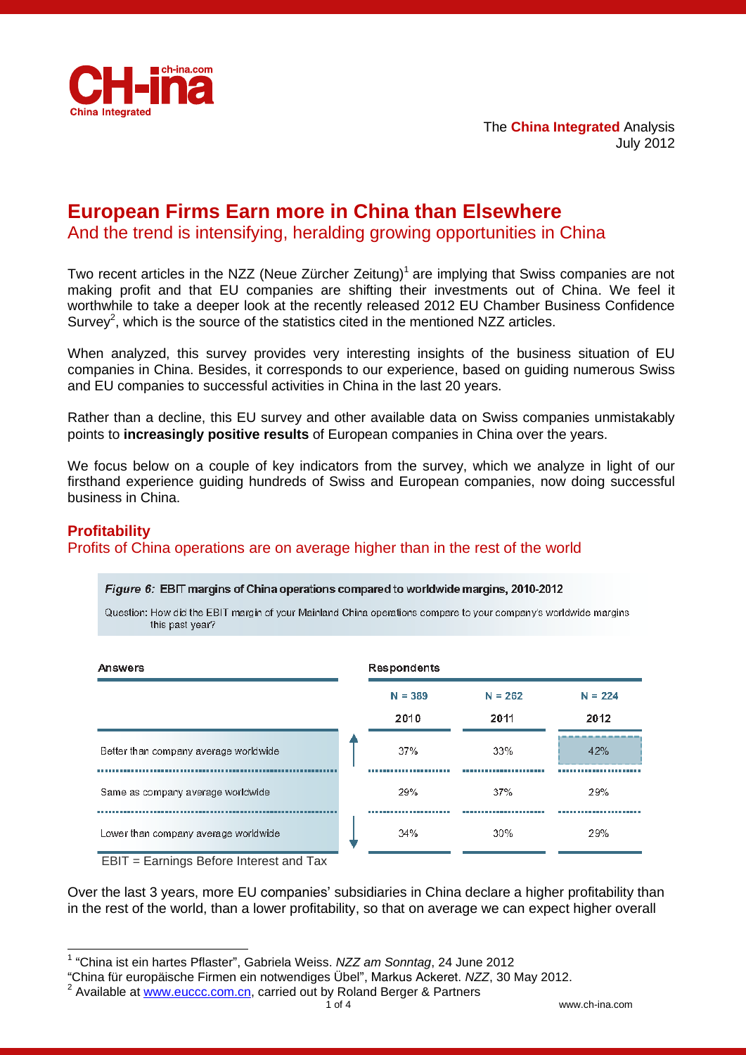The **China Integrated** Analysis
July 2012

# European Firms Earn more in China than Elsewhere

## And the trend is intensifying, heralding growing opportunities in China

Two recent articles in the NZZ (Neue Zürcher Zeitung)[1] are implying that Swiss companies are not making profit and that EU companies are shifting their investments out of China. We feel it worthwhile to take a deeper look at the recently released 2012 EU Chamber Business Confidence Survey[2], which is the source of the statistics cited in the mentioned NZZ articles.

When analyzed, this survey provides very interesting insights of the business situation of EU companies in China. Besides, it corresponds to our experience, based on guiding numerous Swiss and EU companies to successful activities in China in the last 20 years.

Rather than a decline, this EU survey and other available data on Swiss companies unmistakably points to **increasingly positive results** of European companies in China over the years.

We focus below on a couple of key indicators from the survey, which we analyze in light of our firsthand experience guiding hundreds of Swiss and European companies, now doing successful business in China.

### Profitability

Profits of China operations are on average higher than in the rest of the world

*Figure 6:* **EBIT margins of China operations compared to worldwide margins, 2010-2012**

Question: How did the EBIT margin of your Mainland China operations compare to your company's worldwide margins this past year?

| Answers | N = 389<br>2010 | N = 262<br>2011 | N = 224<br>2012 |
|---|---|---|---|
| Better than company average worldwide | 37% | 33% | 42% |
| Same as company average worldwide | 29% | 37% | 29% |
| Lower than company average worldwide | 34% | 30% | 29% |

EBIT = Earnings Before Interest and Tax

Over the last 3 years, more EU companies' subsidiaries in China declare a higher profitability than in the rest of the world, than a lower profitability, so that on average we can expect higher overall

---

[1] "China ist ein hartes Pflaster", Gabriela Weiss. *NZZ am Sonntag*, 24 June 2012
"China für europäische Firmen ein notwendiges Übel", Markus Ackeret. *NZZ*, 30 May 2012.

[2] Available at www.euccc.com.cn, carried out by Roland Berger & Partners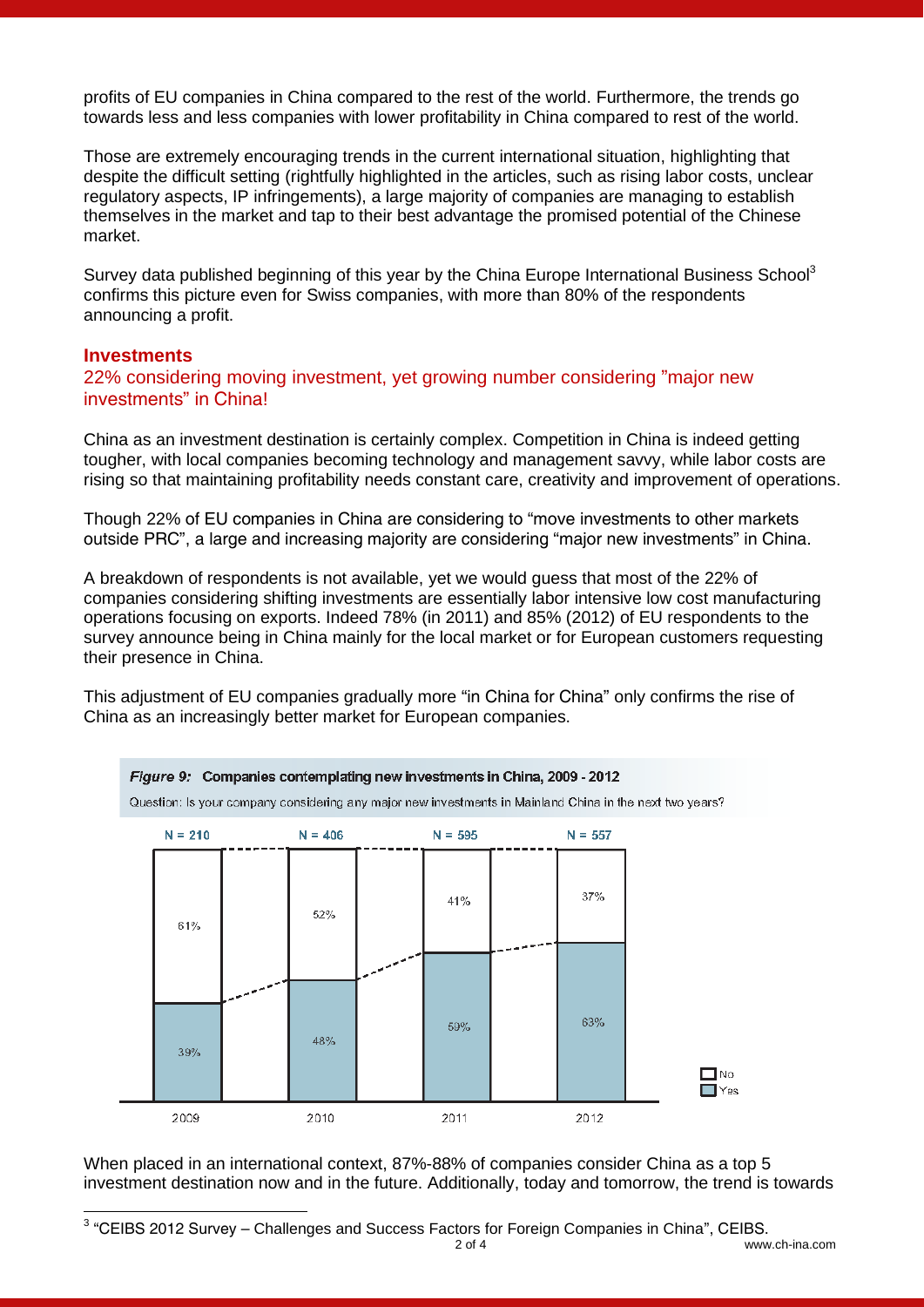profits of EU companies in China compared to the rest of the world. Furthermore, the trends go towards less and less companies with lower profitability in China compared to rest of the world.

Those are extremely encouraging trends in the current international situation, highlighting that despite the difficult setting (rightfully highlighted in the articles, such as rising labor costs, unclear regulatory aspects, IP infringements), a large majority of companies are managing to establish themselves in the market and tap to their best advantage the promised potential of the Chinese market.

Survey data published beginning of this year by the China Europe International Business School[3] confirms this picture even for Swiss companies, with more than 80% of the respondents announcing a profit.

## Investments

### 22% considering moving investment, yet growing number considering "major new investments" in China!

China as an investment destination is certainly complex. Competition in China is indeed getting tougher, with local companies becoming technology and management savvy, while labor costs are rising so that maintaining profitability needs constant care, creativity and improvement of operations.

Though 22% of EU companies in China are considering to "move investments to other markets outside PRC", a large and increasing majority are considering "major new investments" in China.

A breakdown of respondents is not available, yet we would guess that most of the 22% of companies considering shifting investments are essentially labor intensive low cost manufacturing operations focusing on exports. Indeed 78% (in 2011) and 85% (2012) of EU respondents to the survey announce being in China mainly for the local market or for European customers requesting their presence in China.

This adjustment of EU companies gradually more "in China for China" only confirms the rise of China as an increasingly better market for European companies.

***Figure 9:* Companies contemplating new investments in China, 2009 - 2012**

Question: Is your company considering any major new investments in Mainland China in the next two years?

| | 2009 | 2010 | 2011 | 2012 |
|---|---|---|---|---|
| N | 210 | 406 | 595 | 557 |
| No | 61% | 52% | 41% | 37% |
| Yes | 39% | 48% | 59% | 63% |

When placed in an international context, 87%-88% of companies consider China as a top 5 investment destination now and in the future. Additionally, today and tomorrow, the trend is towards

[3] "CEIBS 2012 Survey – Challenges and Success Factors for Foreign Companies in China", CEIBS.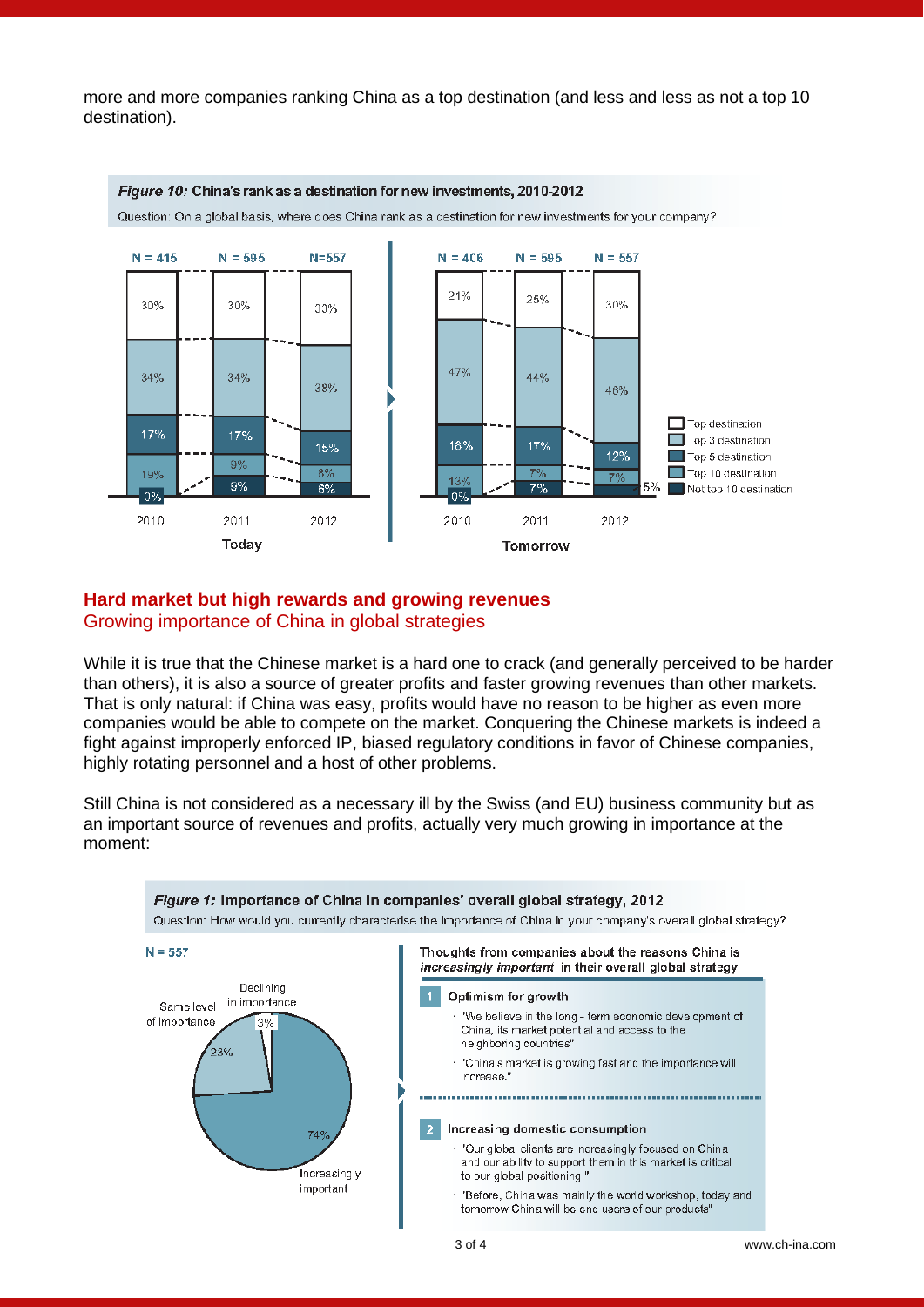more and more companies ranking China as a top destination (and less and less as not a top 10 destination).

***Figure 10:*** **China's rank as a destination for new investments, 2010-2012**

Question: On a global basis, where does China rank as a destination for new investments for your company?

| | Today 2010 (N = 415) | Today 2011 (N = 595) | Today 2012 (N=557) | Tomorrow 2010 (N = 406) | Tomorrow 2011 (N = 595) | Tomorrow 2012 (N = 557) |
|---|---|---|---|---|---|---|
| Top destination | 30% | 30% | 33% | 21% | 25% | 30% |
| Top 3 destination | 34% | 34% | 38% | 47% | 44% | 46% |
| Top 5 destination | 17% | 17% | 15% | 18% | 17% | 12% |
| Top 10 destination | 19% | 9% | 8% | 13% | 7% | 7% |
| Not top 10 destination | 0% | 9% | 6% | 0% | 7% | 5% |

## Hard market but high rewards and growing revenues

### Growing importance of China in global strategies

While it is true that the Chinese market is a hard one to crack (and generally perceived to be harder than others), it is also a source of greater profits and faster growing revenues than other markets. That is only natural: if China was easy, profits would have no reason to be higher as even more companies would be able to compete on the market. Conquering the Chinese markets is indeed a fight against improperly enforced IP, biased regulatory conditions in favor of Chinese companies, highly rotating personnel and a host of other problems.

Still China is not considered as a necessary ill by the Swiss (and EU) business community but as an important source of revenues and profits, actually very much growing in importance at the moment:

***Figure 1:*** **Importance of China in companies' overall global strategy, 2012**

Question: How would you currently characterise the importance of China in your company's overall global strategy?

N = 557

| Importance | Share |
|---|---|
| Increasingly important | 74% |
| Same level of importance | 23% |
| Declining in importance | 3% |

Thoughts from companies about the reasons China is *increasingly important* in their overall global strategy

**1 Optimism for growth**

- "We believe in the long - term economic development of China, its market potential and access to the neighboring countries"
- "China's market is growing fast and the importance will increase."

**2 Increasing domestic consumption**

- "Our global clients are increasingly focused on China and our ability to support them in this market is critical to our global positioning."
- "Before, China was mainly the world workshop, today and tomorrow China will be end users of our products"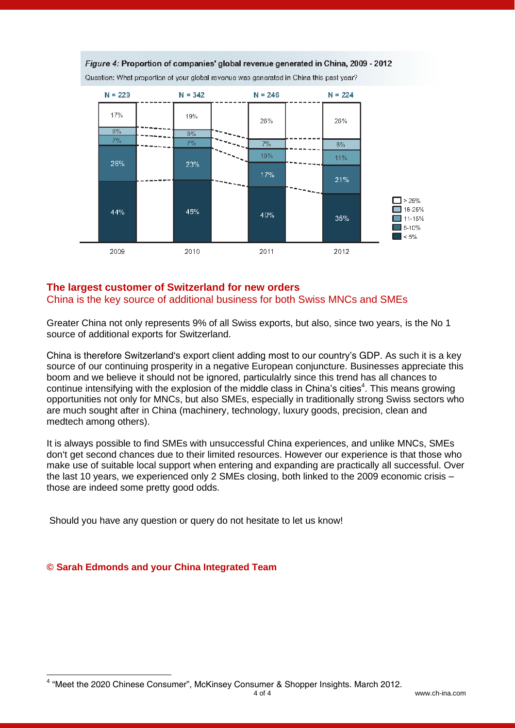*Figure 4:* **Proportion of companies' global revenue generated in China, 2009 - 2012**

Question: What proportion of your global revenue was generated in China this past year?

N = 229
N = 342
N = 246
N = 224

2009: 17%, 6%, 7%, 26%, 44%

2010: 19%, 6%, 7%, 23%, 45%

2011: 26%, 7%, 10%, 17%, 40%

2012: 26%, 8%, 11%, 21%, 35%

> 25%
16-25%
11-15%
5-10%
< 5%

2009
2010
2011
2012

## The largest customer of Switzerland for new orders

China is the key source of additional business for both Swiss MNCs and SMEs

Greater China not only represents 9% of all Swiss exports, but also, since two years, is the No 1 source of additional exports for Switzerland.

China is therefore Switzerland's export client adding most to our country's GDP. As such it is a key source of our continuing prosperity in a negative European conjuncture. Businesses appreciate this boom and we believe it should not be ignored, particulalrly since this trend has all chances to continue intensifying with the explosion of the middle class in China's cities[4]. This means growing opportunities not only for MNCs, but also SMEs, especially in traditionally strong Swiss sectors who are much sought after in China (machinery, technology, luxury goods, precision, clean and medtech among others).

It is always possible to find SMEs with unsuccessful China experiences, and unlike MNCs, SMEs don't get second chances due to their limited resources. However our experience is that those who make use of suitable local support when entering and expanding are practically all successful. Over the last 10 years, we experienced only 2 SMEs closing, both linked to the 2009 economic crisis – those are indeed some pretty good odds.

Should you have any question or query do not hesitate to let us know!

**© Sarah Edmonds and your China Integrated Team**

[4] "Meet the 2020 Chinese Consumer", McKinsey Consumer & Shopper Insights. March 2012.